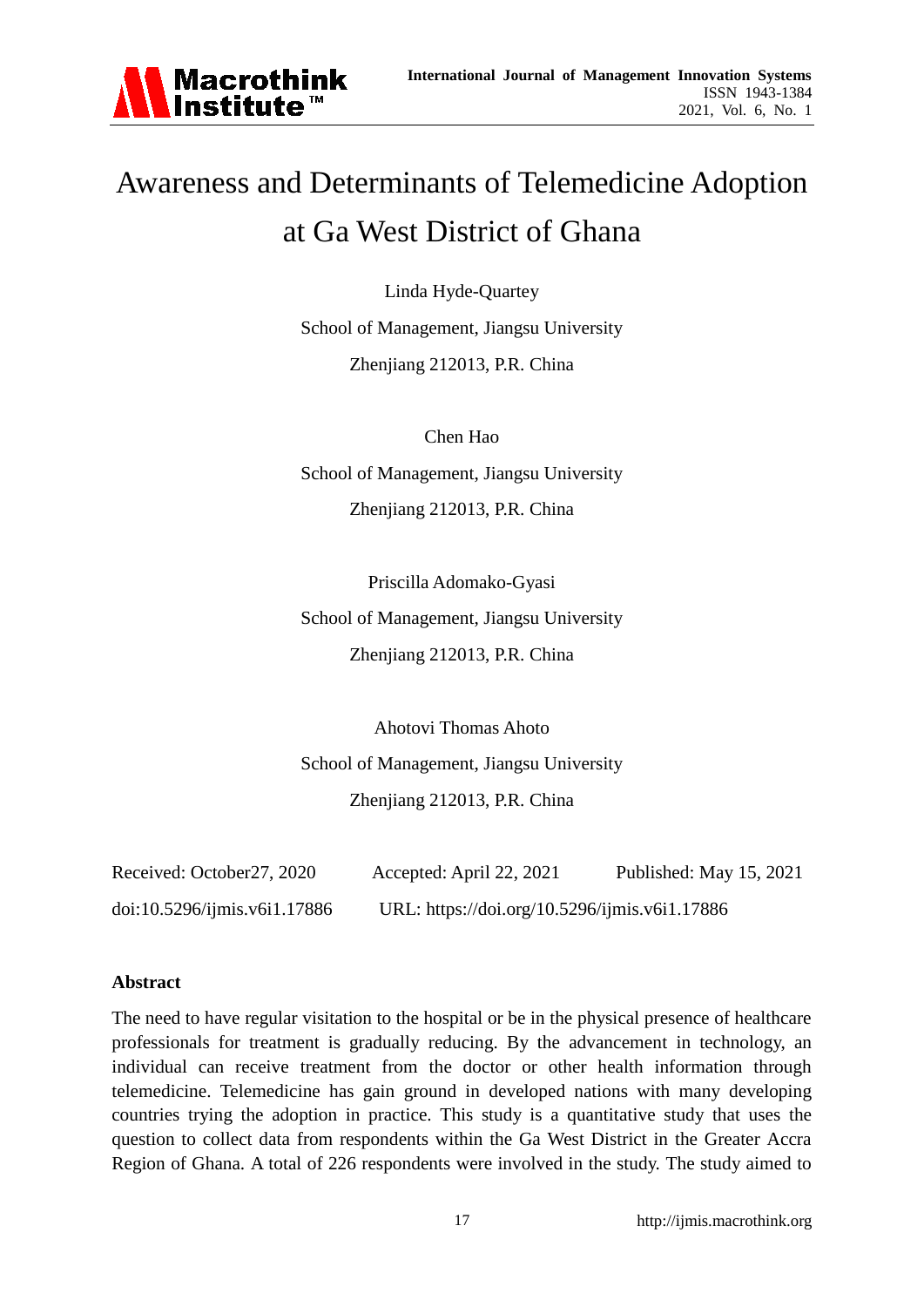# Awareness and Determinants of Telemedicine Adoption at Ga West District of Ghana

Linda Hyde-Quartey

School of Management, Jiangsu University

Zhenjiang 212013, P.R. China

Chen Hao

School of Management, Jiangsu University

Zhenjiang 212013, P.R. China

Priscilla Adomako-Gyasi

School of Management, Jiangsu University

Zhenjiang 212013, P.R. China

Ahotovi Thomas Ahoto

School of Management, Jiangsu University

Zhenjiang 212013, P.R. China

Received: October27, 2020 Accepted: April 22, 2021 Published: May 15, 2021

doi:10.5296/ijmis.v6i1.17886 URL: https://doi.org/10.5296/ijmis.v6i1.17886

**Abstract**

The need to have regular visitation to the hospital or be in the physical presence of healthcare professionals for treatment is gradually reducing. By the advancement in technology, an individual can receive treatment from the doctor or other health information through telemedicine. Telemedicine has gain ground in developed nations with many developing countries trying the adoption in practice. This study is a quantitative study that uses the question to collect data from respondents within the Ga West District in the Greater Accra Region of Ghana. A total of 226 respondents were involved in the study. The study aimed to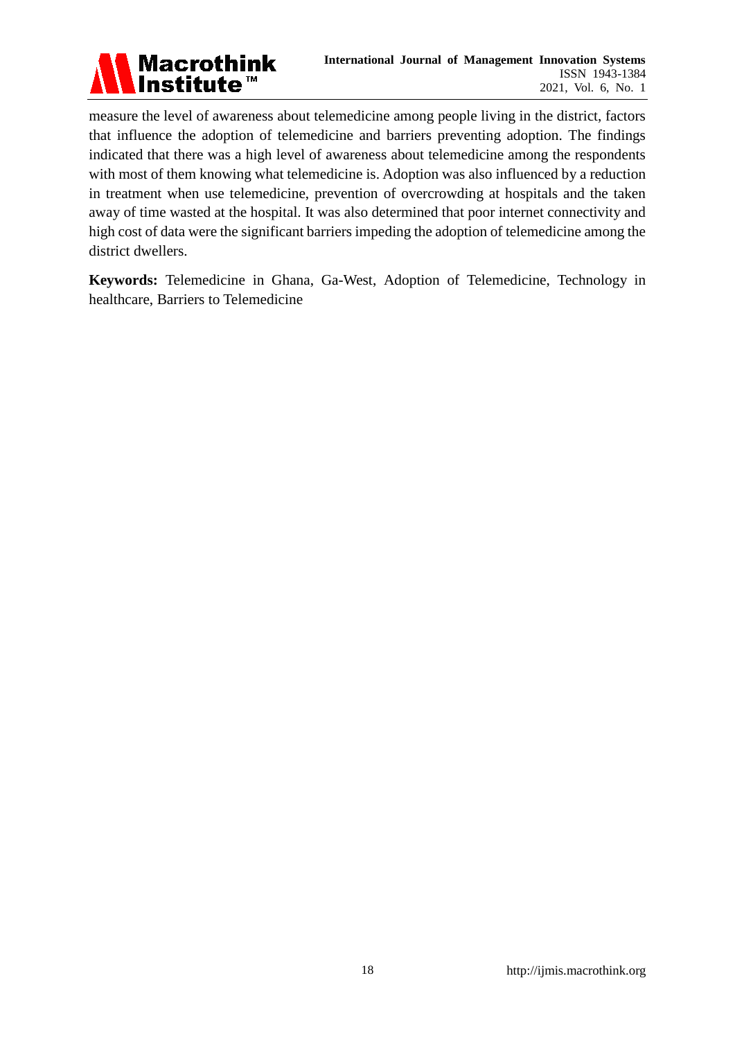measure the level of awareness about telemedicine among people living in the district, factors that influence the adoption of telemedicine and barriers preventing adoption. The findings indicated that there was a high level of awareness about telemedicine among the respondents with most of them knowing what telemedicine is. Adoption was also influenced by a reduction in treatment when use telemedicine, prevention of overcrowding at hospitals and the taken away of time wasted at the hospital. It was also determined that poor internet connectivity and high cost of data were the significant barriers impeding the adoption of telemedicine among the district dwellers.

**Keywords:** Telemedicine in Ghana, Ga-West, Adoption of Telemedicine, Technology in healthcare, Barriers to Telemedicine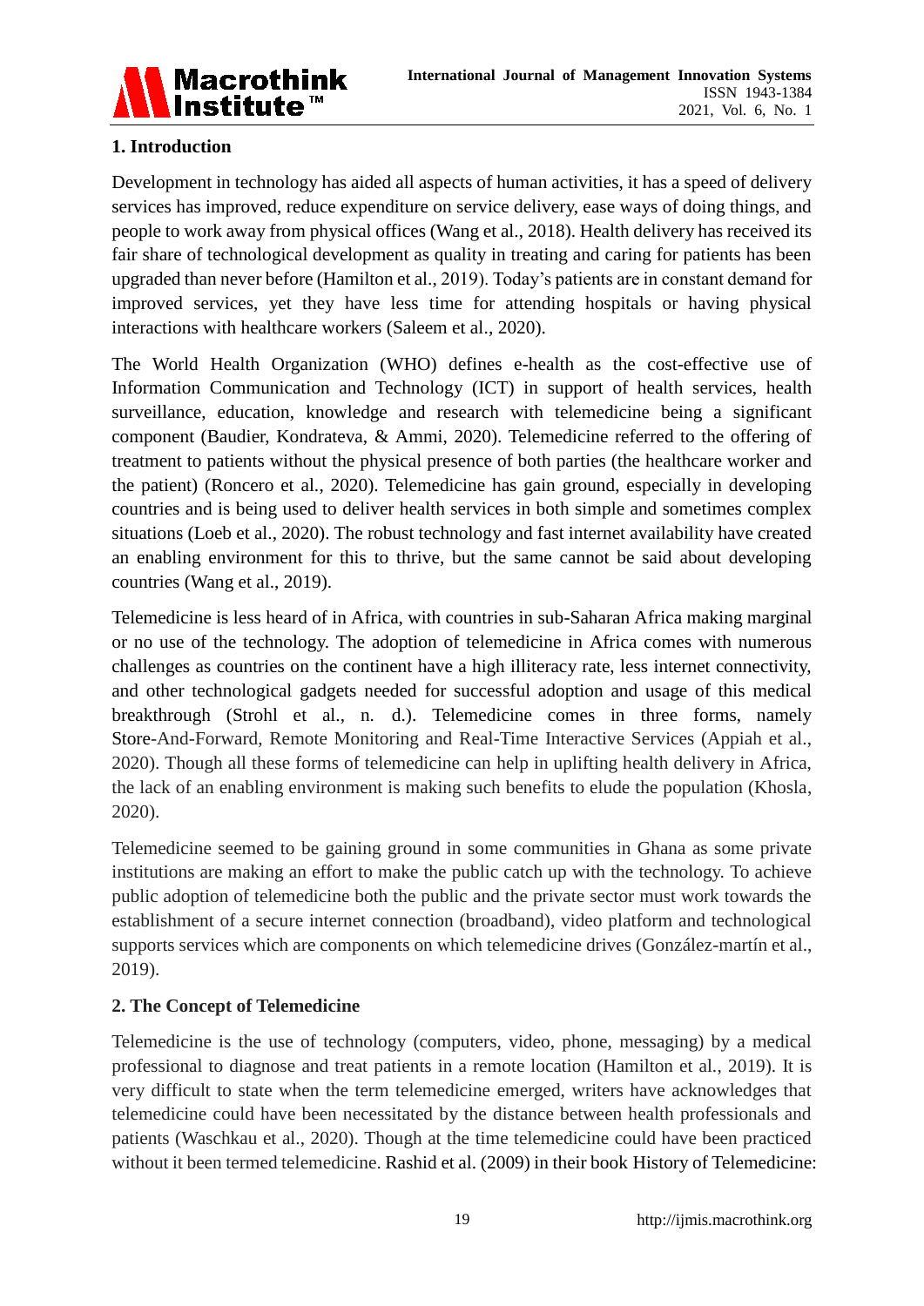## 1. Introduction

Development in technology has aided all aspects of human activities, it has a speed of delivery services has improved, reduce expenditure on service delivery, ease ways of doing things, and people to work away from physical offices (Wang et al., 2018). Health delivery has received its fair share of technological development as quality in treating and caring for patients has been upgraded than never before (Hamilton et al., 2019). Today's patients are in constant demand for improved services, yet they have less time for attending hospitals or having physical interactions with healthcare workers (Saleem et al., 2020).

The World Health Organization (WHO) defines e-health as the cost-effective use of Information Communication and Technology (ICT) in support of health services, health surveillance, education, knowledge and research with telemedicine being a significant component (Baudier, Kondrateva, & Ammi, 2020). Telemedicine referred to the offering of treatment to patients without the physical presence of both parties (the healthcare worker and the patient) (Roncero et al., 2020). Telemedicine has gain ground, especially in developing countries and is being used to deliver health services in both simple and sometimes complex situations (Loeb et al., 2020). The robust technology and fast internet availability have created an enabling environment for this to thrive, but the same cannot be said about developing countries (Wang et al., 2019).

Telemedicine is less heard of in Africa, with countries in sub-Saharan Africa making marginal or no use of the technology. The adoption of telemedicine in Africa comes with numerous challenges as countries on the continent have a high illiteracy rate, less internet connectivity, and other technological gadgets needed for successful adoption and usage of this medical breakthrough (Strohl et al., n. d.). Telemedicine comes in three forms, namely Store-And-Forward, Remote Monitoring and Real-Time Interactive Services (Appiah et al., 2020). Though all these forms of telemedicine can help in uplifting health delivery in Africa, the lack of an enabling environment is making such benefits to elude the population (Khosla, 2020).

Telemedicine seemed to be gaining ground in some communities in Ghana as some private institutions are making an effort to make the public catch up with the technology. To achieve public adoption of telemedicine both the public and the private sector must work towards the establishment of a secure internet connection (broadband), video platform and technological supports services which are components on which telemedicine drives (González-martín et al., 2019).

## 2. The Concept of Telemedicine

Telemedicine is the use of technology (computers, video, phone, messaging) by a medical professional to diagnose and treat patients in a remote location (Hamilton et al., 2019). It is very difficult to state when the term telemedicine emerged, writers have acknowledges that telemedicine could have been necessitated by the distance between health professionals and patients (Waschkau et al., 2020). Though at the time telemedicine could have been practiced without it been termed telemedicine. Rashid et al. (2009) in their book History of Telemedicine: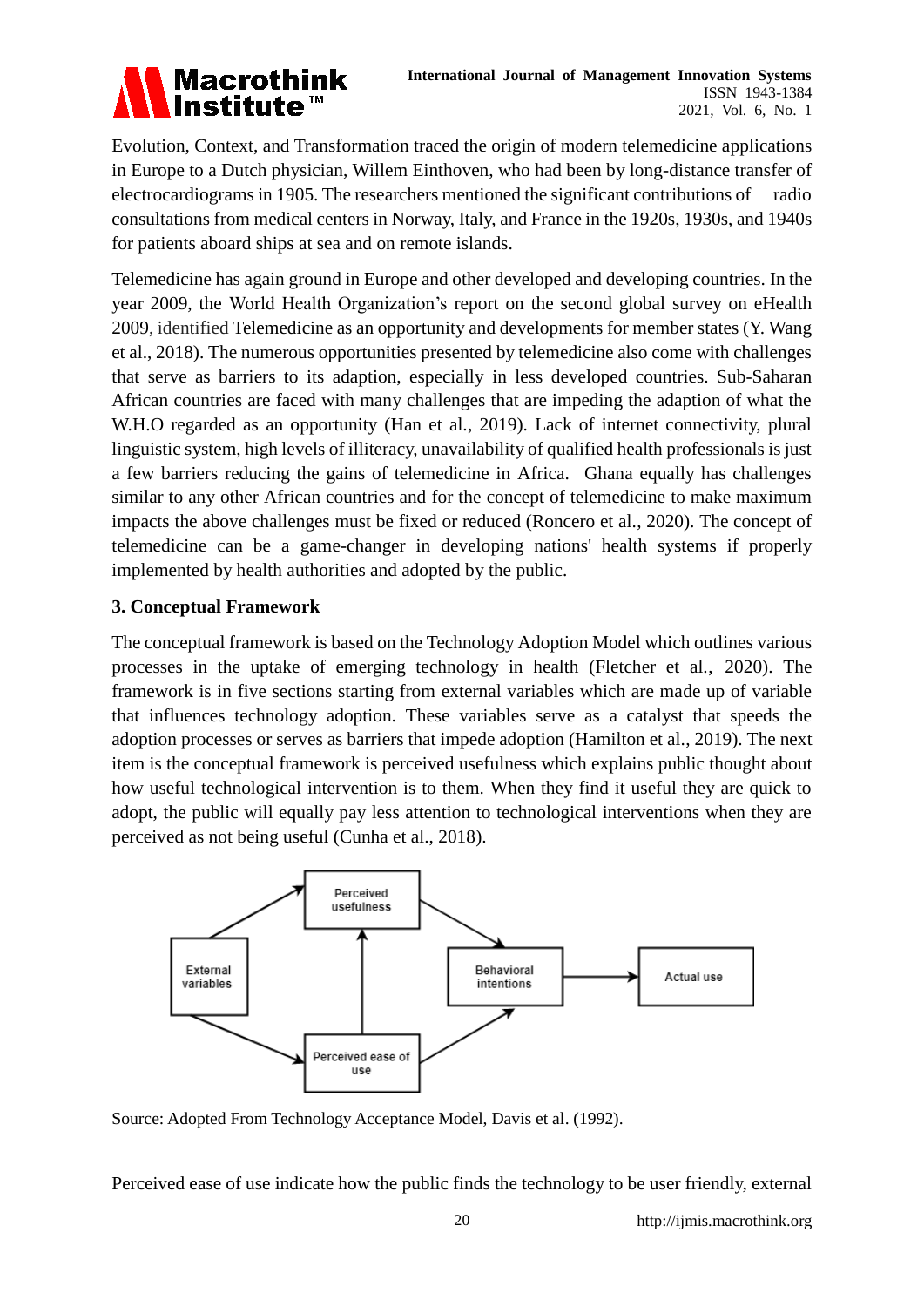Evolution, Context, and Transformation traced the origin of modern telemedicine applications in Europe to a Dutch physician, Willem Einthoven, who had been by long-distance transfer of electrocardiograms in 1905. The researchers mentioned the significant contributions of radio consultations from medical centers in Norway, Italy, and France in the 1920s, 1930s, and 1940s for patients aboard ships at sea and on remote islands.

Telemedicine has again ground in Europe and other developed and developing countries. In the year 2009, the World Health Organization's report on the second global survey on eHealth 2009, identified Telemedicine as an opportunity and developments for member states (Y. Wang et al., 2018). The numerous opportunities presented by telemedicine also come with challenges that serve as barriers to its adaption, especially in less developed countries. Sub-Saharan African countries are faced with many challenges that are impeding the adaption of what the W.H.O regarded as an opportunity (Han et al., 2019). Lack of internet connectivity, plural linguistic system, high levels of illiteracy, unavailability of qualified health professionals is just a few barriers reducing the gains of telemedicine in Africa. Ghana equally has challenges similar to any other African countries and for the concept of telemedicine to make maximum impacts the above challenges must be fixed or reduced (Roncero et al., 2020). The concept of telemedicine can be a game-changer in developing nations' health systems if properly implemented by health authorities and adopted by the public.

## 3. Conceptual Framework

The conceptual framework is based on the Technology Adoption Model which outlines various processes in the uptake of emerging technology in health (Fletcher et al., 2020). The framework is in five sections starting from external variables which are made up of variable that influences technology adoption. These variables serve as a catalyst that speeds the adoption processes or serves as barriers that impede adoption (Hamilton et al., 2019). The next item is the conceptual framework is perceived usefulness which explains public thought about how useful technological intervention is to them. When they find it useful they are quick to adopt, the public will equally pay less attention to technological interventions when they are perceived as not being useful (Cunha et al., 2018).

External variables → Perceived usefulness; External variables → Perceived ease of use; Perceived ease of use → Perceived usefulness; Perceived usefulness → Behavioral intentions; Perceived ease of use → Behavioral intentions; Behavioral intentions → Actual use

Source: Adopted From Technology Acceptance Model, Davis et al. (1992).

Perceived ease of use indicate how the public finds the technology to be user friendly, external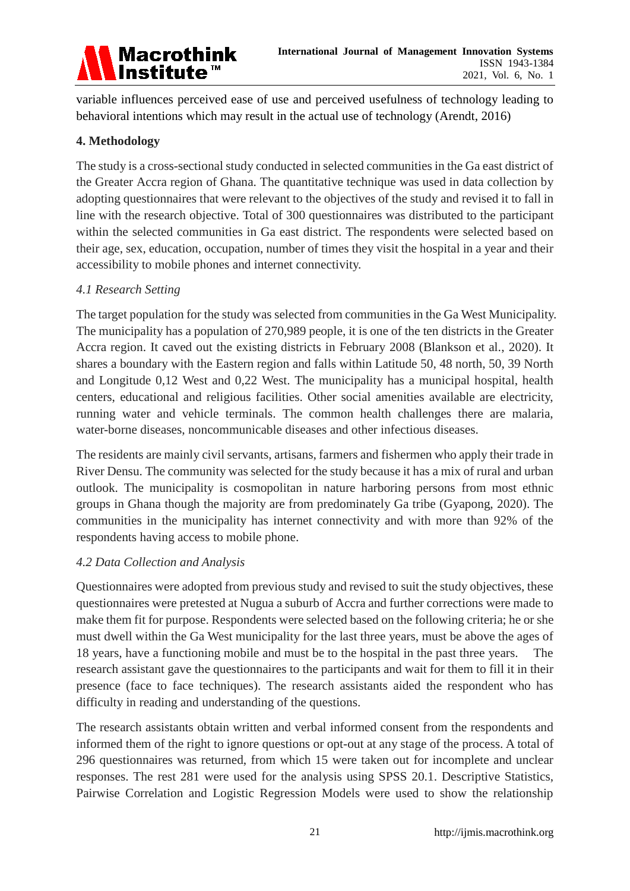variable influences perceived ease of use and perceived usefulness of technology leading to behavioral intentions which may result in the actual use of technology (Arendt, 2016)

## 4. Methodology

The study is a cross-sectional study conducted in selected communities in the Ga east district of the Greater Accra region of Ghana. The quantitative technique was used in data collection by adopting questionnaires that were relevant to the objectives of the study and revised it to fall in line with the research objective. Total of 300 questionnaires was distributed to the participant within the selected communities in Ga east district. The respondents were selected based on their age, sex, education, occupation, number of times they visit the hospital in a year and their accessibility to mobile phones and internet connectivity.

### *4.1 Research Setting*

The target population for the study was selected from communities in the Ga West Municipality. The municipality has a population of 270,989 people, it is one of the ten districts in the Greater Accra region. It caved out the existing districts in February 2008 (Blankson et al., 2020). It shares a boundary with the Eastern region and falls within Latitude 50, 48 north, 50, 39 North and Longitude 0,12 West and 0,22 West. The municipality has a municipal hospital, health centers, educational and religious facilities. Other social amenities available are electricity, running water and vehicle terminals. The common health challenges there are malaria, water-borne diseases, noncommunicable diseases and other infectious diseases.

The residents are mainly civil servants, artisans, farmers and fishermen who apply their trade in River Densu. The community was selected for the study because it has a mix of rural and urban outlook. The municipality is cosmopolitan in nature harboring persons from most ethnic groups in Ghana though the majority are from predominately Ga tribe (Gyapong, 2020). The communities in the municipality has internet connectivity and with more than 92% of the respondents having access to mobile phone.

### *4.2 Data Collection and Analysis*

Questionnaires were adopted from previous study and revised to suit the study objectives, these questionnaires were pretested at Nugua a suburb of Accra and further corrections were made to make them fit for purpose. Respondents were selected based on the following criteria; he or she must dwell within the Ga West municipality for the last three years, must be above the ages of 18 years, have a functioning mobile and must be to the hospital in the past three years. The research assistant gave the questionnaires to the participants and wait for them to fill it in their presence (face to face techniques). The research assistants aided the respondent who has difficulty in reading and understanding of the questions.

The research assistants obtain written and verbal informed consent from the respondents and informed them of the right to ignore questions or opt-out at any stage of the process. A total of 296 questionnaires was returned, from which 15 were taken out for incomplete and unclear responses. The rest 281 were used for the analysis using SPSS 20.1. Descriptive Statistics, Pairwise Correlation and Logistic Regression Models were used to show the relationship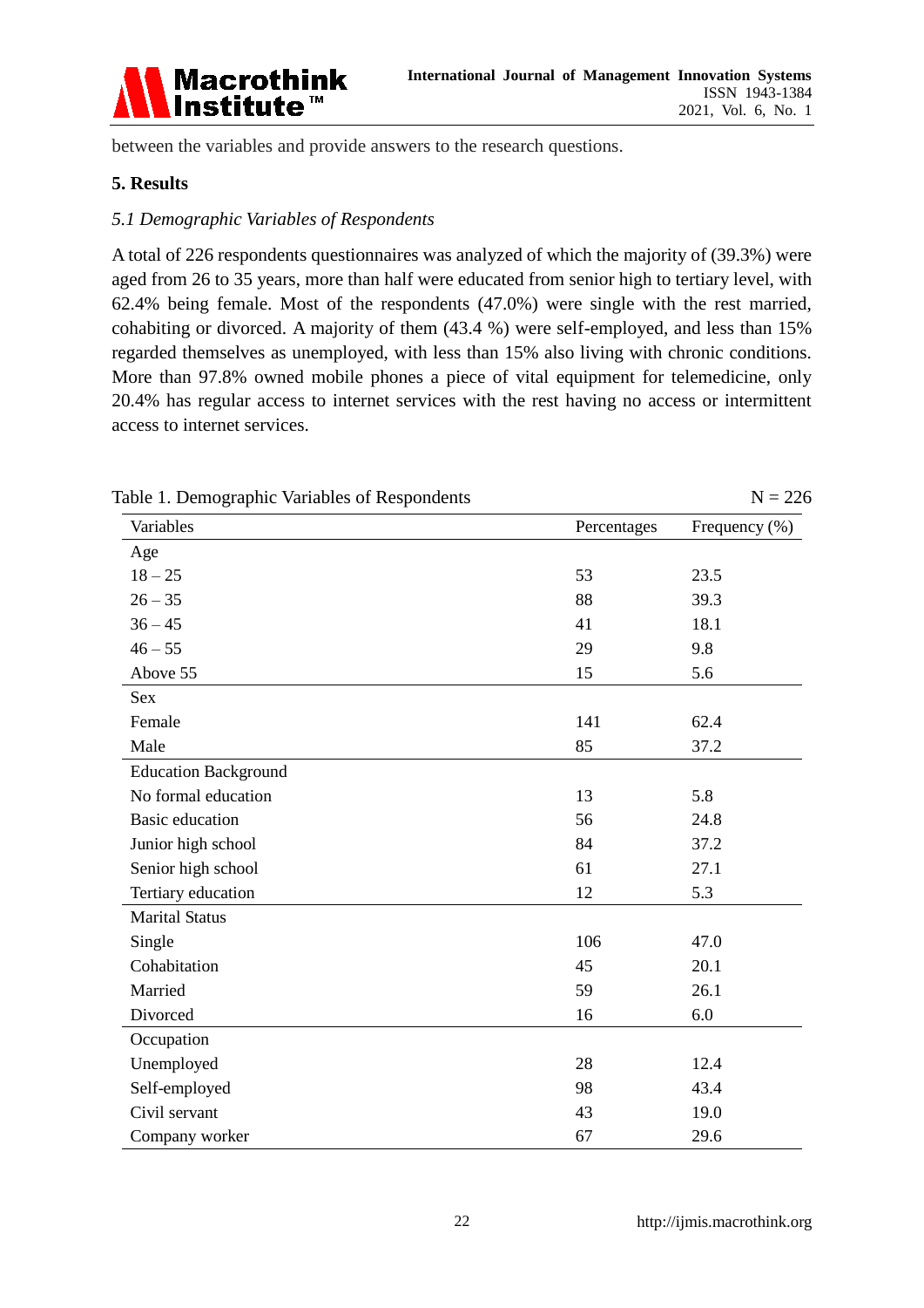between the variables and provide answers to the research questions.

## 5. Results

### *5.1 Demographic Variables of Respondents*

A total of 226 respondents questionnaires was analyzed of which the majority of (39.3%) were aged from 26 to 35 years, more than half were educated from senior high to tertiary level, with 62.4% being female. Most of the respondents (47.0%) were single with the rest married, cohabiting or divorced. A majority of them (43.4 %) were self-employed, and less than 15% regarded themselves as unemployed, with less than 15% also living with chronic conditions. More than 97.8% owned mobile phones a piece of vital equipment for telemedicine, only 20.4% has regular access to internet services with the rest having no access or intermittent access to internet services.

Table 1. Demographic Variables of Respondents N = 226

| Variables | Percentages | Frequency (%) |
|---|---|---|
| Age | | |
| 18 – 25 | 53 | 23.5 |
| 26 – 35 | 88 | 39.3 |
| 36 – 45 | 41 | 18.1 |
| 46 – 55 | 29 | 9.8 |
| Above 55 | 15 | 5.6 |
| Sex | | |
| Female | 141 | 62.4 |
| Male | 85 | 37.2 |
| Education Background | | |
| No formal education | 13 | 5.8 |
| Basic education | 56 | 24.8 |
| Junior high school | 84 | 37.2 |
| Senior high school | 61 | 27.1 |
| Tertiary education | 12 | 5.3 |
| Marital Status | | |
| Single | 106 | 47.0 |
| Cohabitation | 45 | 20.1 |
| Married | 59 | 26.1 |
| Divorced | 16 | 6.0 |
| Occupation | | |
| Unemployed | 28 | 12.4 |
| Self-employed | 98 | 43.4 |
| Civil servant | 43 | 19.0 |
| Company worker | 67 | 29.6 |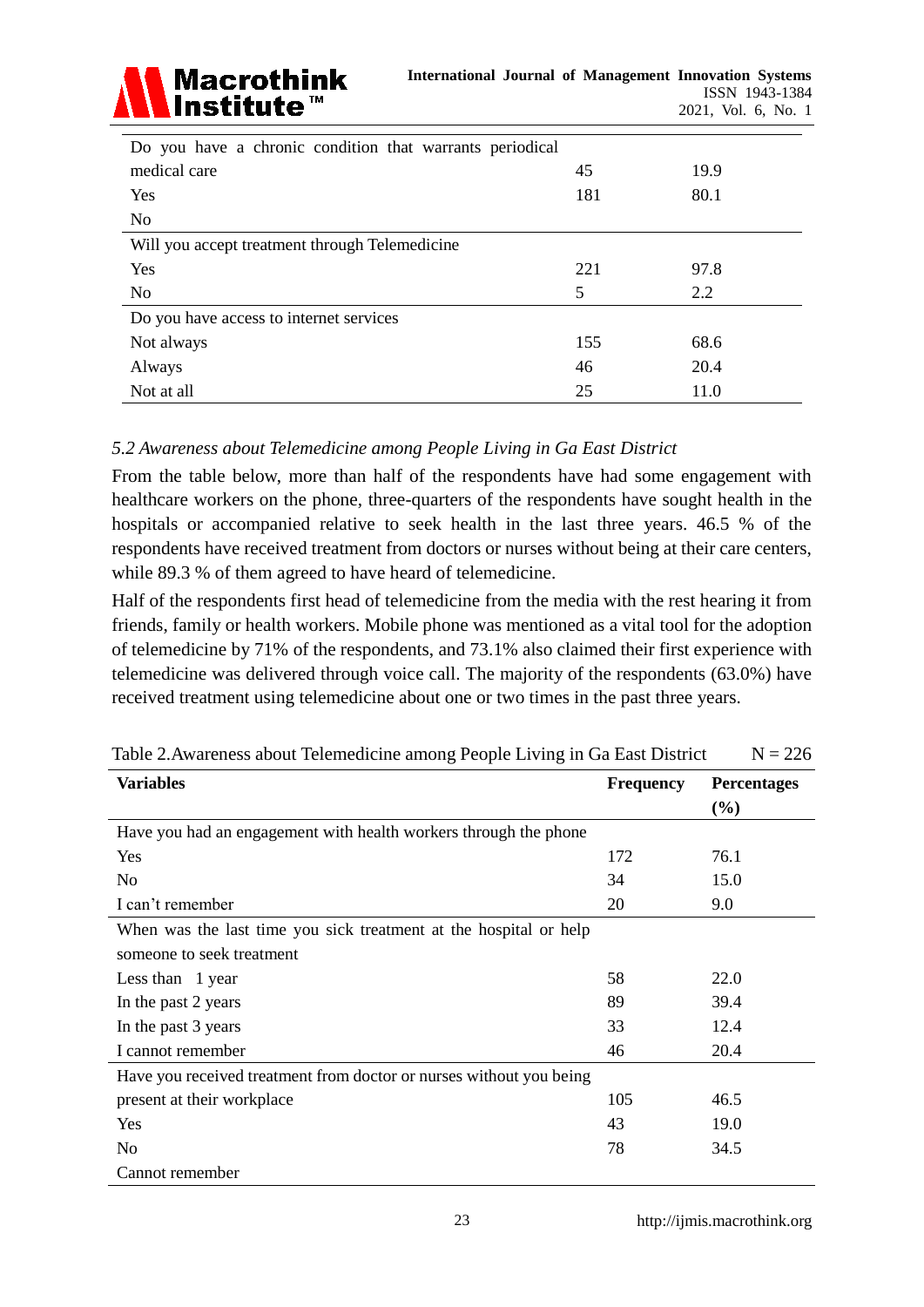| | | |
|---|---|---|
| Do you have a chronic condition that warrants periodical medical care | 45 | 19.9 |
| Yes | 181 | 80.1 |
| No | | |
| Will you accept treatment through Telemedicine | | |
| Yes | 221 | 97.8 |
| No | 5 | 2.2 |
| Do you have access to internet services | | |
| Not always | 155 | 68.6 |
| Always | 46 | 20.4 |
| Not at all | 25 | 11.0 |

*5.2 Awareness about Telemedicine among People Living in Ga East District*

From the table below, more than half of the respondents have had some engagement with healthcare workers on the phone, three-quarters of the respondents have sought health in the hospitals or accompanied relative to seek health in the last three years. 46.5 % of the respondents have received treatment from doctors or nurses without being at their care centers, while 89.3 % of them agreed to have heard of telemedicine.

Half of the respondents first head of telemedicine from the media with the rest hearing it from friends, family or health workers. Mobile phone was mentioned as a vital tool for the adoption of telemedicine by 71% of the respondents, and 73.1% also claimed their first experience with telemedicine was delivered through voice call. The majority of the respondents (63.0%) have received treatment using telemedicine about one or two times in the past three years.

Table 2.Awareness about Telemedicine among People Living in Ga East District N = 226

| **Variables** | **Frequency** | **Percentages (%)** |
|---|---|---|
| Have you had an engagement with health workers through the phone | | |
| Yes | 172 | 76.1 |
| No | 34 | 15.0 |
| I can't remember | 20 | 9.0 |
| When was the last time you sick treatment at the hospital or help someone to seek treatment | | |
| Less than 1 year | 58 | 22.0 |
| In the past 2 years | 89 | 39.4 |
| In the past 3 years | 33 | 12.4 |
| I cannot remember | 46 | 20.4 |
| Have you received treatment from doctor or nurses without you being present at their workplace | 105 | 46.5 |
| Yes | 43 | 19.0 |
| No | 78 | 34.5 |
| Cannot remember | | |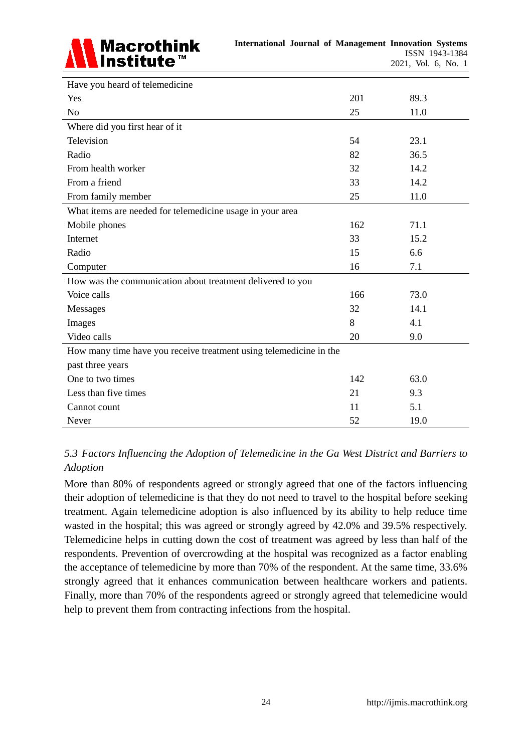| | | |
|---|---|---|
| Have you heard of telemedicine | | |
| Yes | 201 | 89.3 |
| No | 25 | 11.0 |
| Where did you first hear of it | | |
| Television | 54 | 23.1 |
| Radio | 82 | 36.5 |
| From health worker | 32 | 14.2 |
| From a friend | 33 | 14.2 |
| From family member | 25 | 11.0 |
| What items are needed for telemedicine usage in your area | | |
| Mobile phones | 162 | 71.1 |
| Internet | 33 | 15.2 |
| Radio | 15 | 6.6 |
| Computer | 16 | 7.1 |
| How was the communication about treatment delivered to you | | |
| Voice calls | 166 | 73.0 |
| Messages | 32 | 14.1 |
| Images | 8 | 4.1 |
| Video calls | 20 | 9.0 |
| How many time have you receive treatment using telemedicine in the past three years | | |
| One to two times | 142 | 63.0 |
| Less than five times | 21 | 9.3 |
| Cannot count | 11 | 5.1 |
| Never | 52 | 19.0 |

### *5.3 Factors Influencing the Adoption of Telemedicine in the Ga West District and Barriers to Adoption*

More than 80% of respondents agreed or strongly agreed that one of the factors influencing their adoption of telemedicine is that they do not need to travel to the hospital before seeking treatment. Again telemedicine adoption is also influenced by its ability to help reduce time wasted in the hospital; this was agreed or strongly agreed by 42.0% and 39.5% respectively. Telemedicine helps in cutting down the cost of treatment was agreed by less than half of the respondents. Prevention of overcrowding at the hospital was recognized as a factor enabling the acceptance of telemedicine by more than 70% of the respondent. At the same time, 33.6% strongly agreed that it enhances communication between healthcare workers and patients. Finally, more than 70% of the respondents agreed or strongly agreed that telemedicine would help to prevent them from contracting infections from the hospital.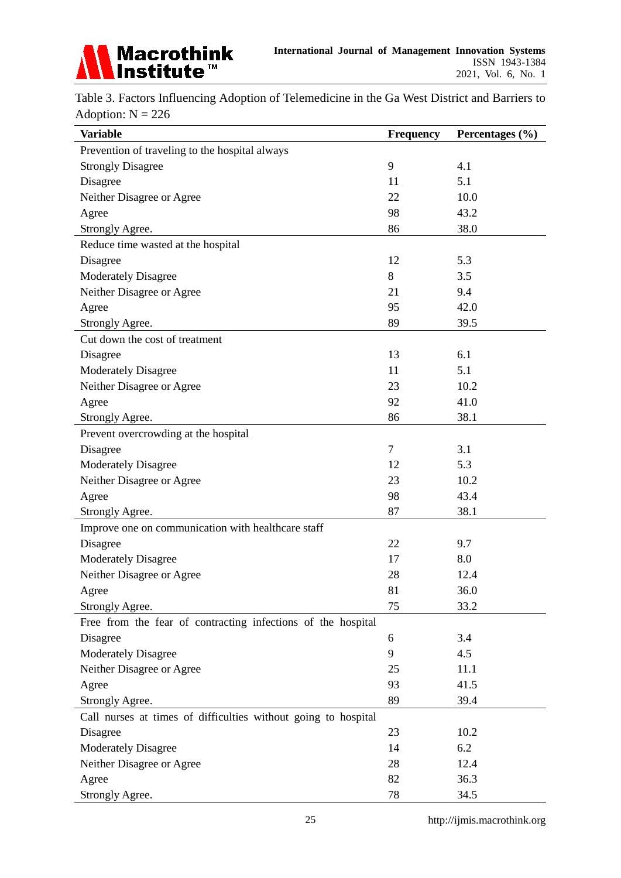Table 3. Factors Influencing Adoption of Telemedicine in the Ga West District and Barriers to Adoption: N = 226

| Variable | Frequency | Percentages (%) |
|---|---|---|
| Prevention of traveling to the hospital always | | |
| Strongly Disagree | 9 | 4.1 |
| Disagree | 11 | 5.1 |
| Neither Disagree or Agree | 22 | 10.0 |
| Agree | 98 | 43.2 |
| Strongly Agree. | 86 | 38.0 |
| Reduce time wasted at the hospital | | |
| Disagree | 12 | 5.3 |
| Moderately Disagree | 8 | 3.5 |
| Neither Disagree or Agree | 21 | 9.4 |
| Agree | 95 | 42.0 |
| Strongly Agree. | 89 | 39.5 |
| Cut down the cost of treatment | | |
| Disagree | 13 | 6.1 |
| Moderately Disagree | 11 | 5.1 |
| Neither Disagree or Agree | 23 | 10.2 |
| Agree | 92 | 41.0 |
| Strongly Agree. | 86 | 38.1 |
| Prevent overcrowding at the hospital | | |
| Disagree | 7 | 3.1 |
| Moderately Disagree | 12 | 5.3 |
| Neither Disagree or Agree | 23 | 10.2 |
| Agree | 98 | 43.4 |
| Strongly Agree. | 87 | 38.1 |
| Improve one on communication with healthcare staff | | |
| Disagree | 22 | 9.7 |
| Moderately Disagree | 17 | 8.0 |
| Neither Disagree or Agree | 28 | 12.4 |
| Agree | 81 | 36.0 |
| Strongly Agree. | 75 | 33.2 |
| Free from the fear of contracting infections of the hospital | | |
| Disagree | 6 | 3.4 |
| Moderately Disagree | 9 | 4.5 |
| Neither Disagree or Agree | 25 | 11.1 |
| Agree | 93 | 41.5 |
| Strongly Agree. | 89 | 39.4 |
| Call nurses at times of difficulties without going to hospital | | |
| Disagree | 23 | 10.2 |
| Moderately Disagree | 14 | 6.2 |
| Neither Disagree or Agree | 28 | 12.4 |
| Agree | 82 | 36.3 |
| Strongly Agree. | 78 | 34.5 |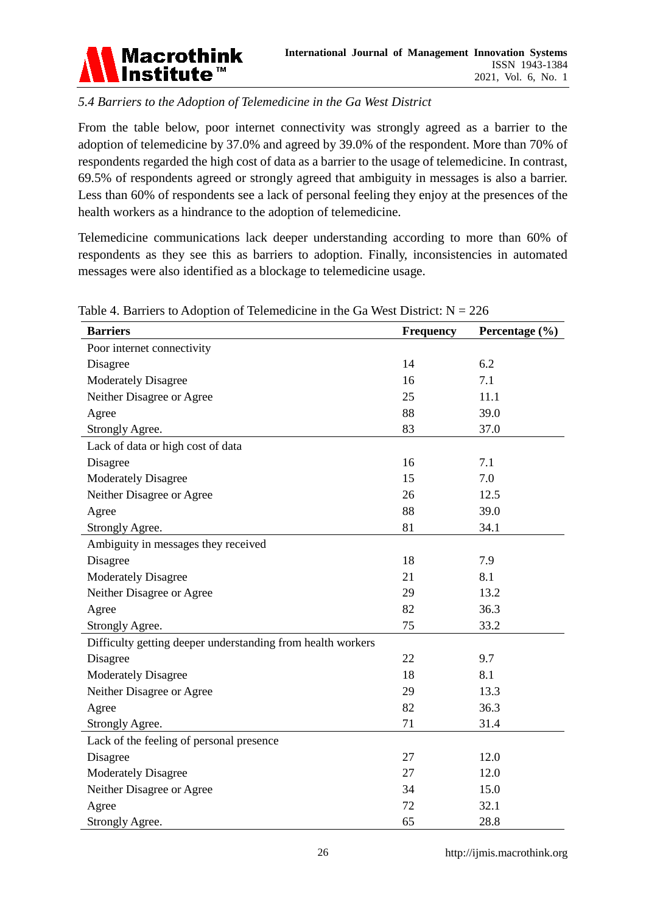*5.4 Barriers to the Adoption of Telemedicine in the Ga West District*

From the table below, poor internet connectivity was strongly agreed as a barrier to the adoption of telemedicine by 37.0% and agreed by 39.0% of the respondent. More than 70% of respondents regarded the high cost of data as a barrier to the usage of telemedicine. In contrast, 69.5% of respondents agreed or strongly agreed that ambiguity in messages is also a barrier. Less than 60% of respondents see a lack of personal feeling they enjoy at the presences of the health workers as a hindrance to the adoption of telemedicine.

Telemedicine communications lack deeper understanding according to more than 60% of respondents as they see this as barriers to adoption. Finally, inconsistencies in automated messages were also identified as a blockage to telemedicine usage.

Table 4. Barriers to Adoption of Telemedicine in the Ga West District: N = 226

| **Barriers** | **Frequency** | **Percentage (%)** |
|---|---|---|
| Poor internet connectivity | | |
| Disagree | 14 | 6.2 |
| Moderately Disagree | 16 | 7.1 |
| Neither Disagree or Agree | 25 | 11.1 |
| Agree | 88 | 39.0 |
| Strongly Agree. | 83 | 37.0 |
| Lack of data or high cost of data | | |
| Disagree | 16 | 7.1 |
| Moderately Disagree | 15 | 7.0 |
| Neither Disagree or Agree | 26 | 12.5 |
| Agree | 88 | 39.0 |
| Strongly Agree. | 81 | 34.1 |
| Ambiguity in messages they received | | |
| Disagree | 18 | 7.9 |
| Moderately Disagree | 21 | 8.1 |
| Neither Disagree or Agree | 29 | 13.2 |
| Agree | 82 | 36.3 |
| Strongly Agree. | 75 | 33.2 |
| Difficulty getting deeper understanding from health workers | | |
| Disagree | 22 | 9.7 |
| Moderately Disagree | 18 | 8.1 |
| Neither Disagree or Agree | 29 | 13.3 |
| Agree | 82 | 36.3 |
| Strongly Agree. | 71 | 31.4 |
| Lack of the feeling of personal presence | | |
| Disagree | 27 | 12.0 |
| Moderately Disagree | 27 | 12.0 |
| Neither Disagree or Agree | 34 | 15.0 |
| Agree | 72 | 32.1 |
| Strongly Agree. | 65 | 28.8 |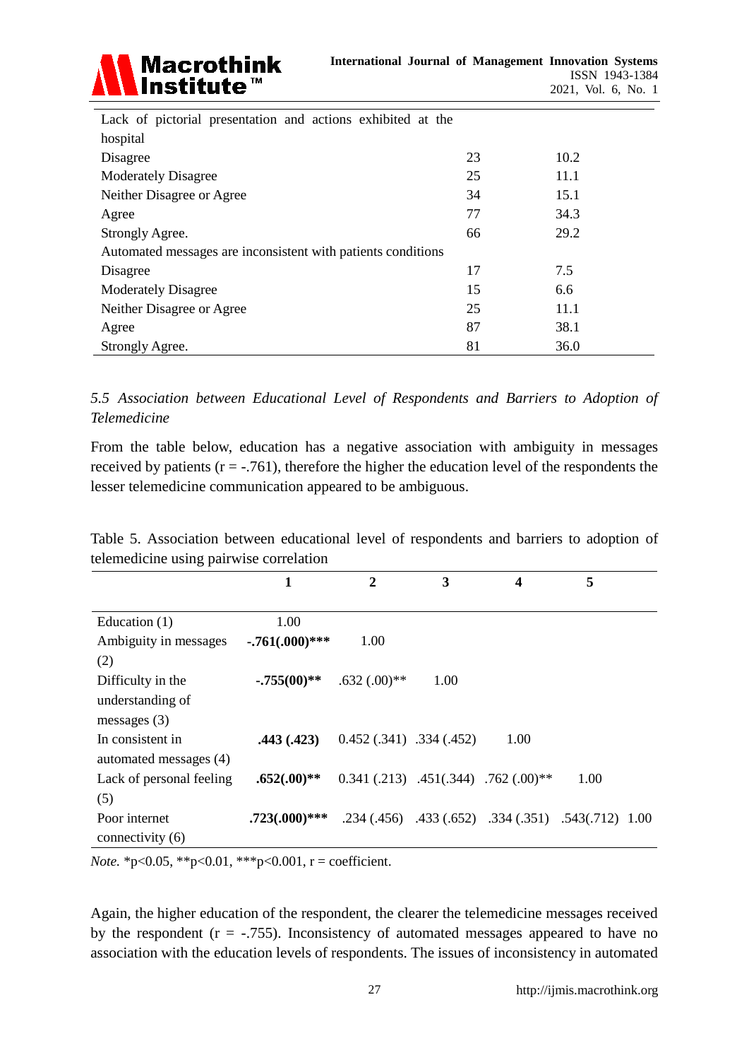| | | |
|---|---|---|
| Lack of pictorial presentation and actions exhibited at the hospital | | |
| Disagree | 23 | 10.2 |
| Moderately Disagree | 25 | 11.1 |
| Neither Disagree or Agree | 34 | 15.1 |
| Agree | 77 | 34.3 |
| Strongly Agree. | 66 | 29.2 |
| Automated messages are inconsistent with patients conditions | | |
| Disagree | 17 | 7.5 |
| Moderately Disagree | 15 | 6.6 |
| Neither Disagree or Agree | 25 | 11.1 |
| Agree | 87 | 38.1 |
| Strongly Agree. | 81 | 36.0 |

*5.5 Association between Educational Level of Respondents and Barriers to Adoption of Telemedicine*

From the table below, education has a negative association with ambiguity in messages received by patients (r = -.761), therefore the higher the education level of the respondents the lesser telemedicine communication appeared to be ambiguous.

Table 5. Association between educational level of respondents and barriers to adoption of telemedicine using pairwise correlation

| | 1 | 2 | 3 | 4 | 5 | |
|---|---|---|---|---|---|---|
| Education (1) | 1.00 | | | | | |
| Ambiguity in messages (2) | **-.761(.000)*** ** | 1.00 | | | | |
| Difficulty in the understanding of messages (3) | **-.755(00)** ** | .632 (.00)** | 1.00 | | | |
| In consistent in automated messages (4) | **.443 (.423)** | 0.452 (.341) | .334 (.452) | 1.00 | | |
| Lack of personal feeling (5) | **.652(.00)** ** | 0.341 (.213) | .451(.344) | .762 (.00)** | 1.00 | |
| Poor internet connectivity (6) | **.723(.000)*** ** | .234 (.456) | .433 (.652) | .334 (.351) | .543(.712) | 1.00 |

*Note.* *p<0.05, **p<0.01, ***p<0.001, r = coefficient.

Again, the higher education of the respondent, the clearer the telemedicine messages received by the respondent (r = -.755). Inconsistency of automated messages appeared to have no association with the education levels of respondents. The issues of inconsistency in automated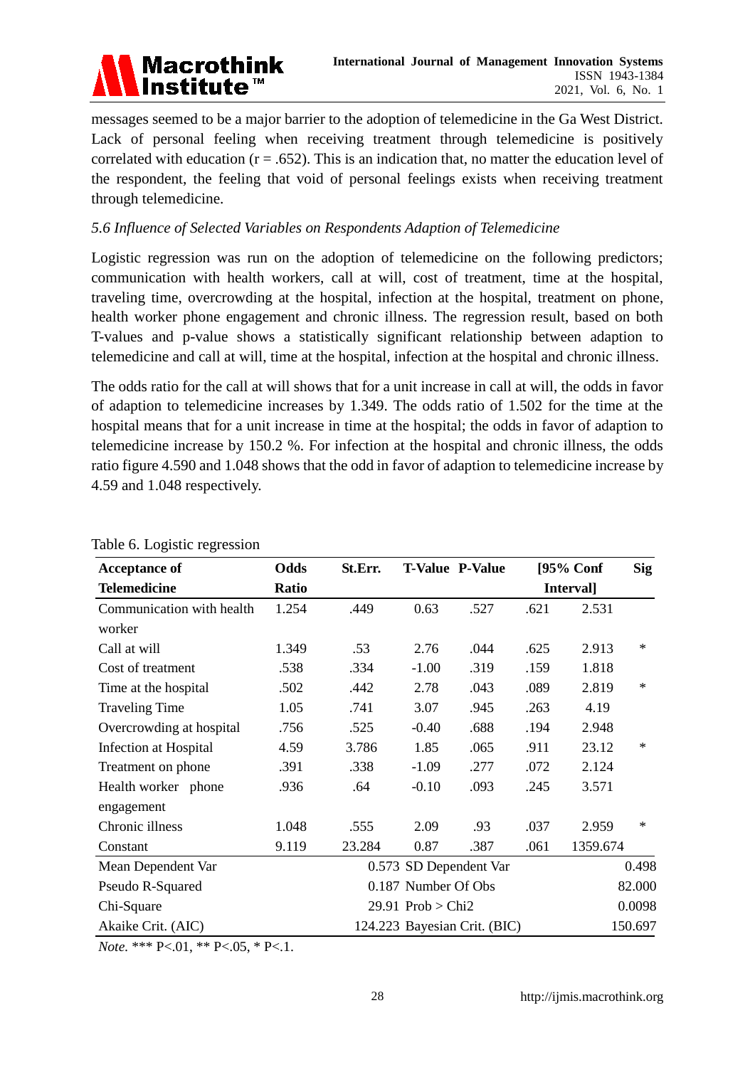messages seemed to be a major barrier to the adoption of telemedicine in the Ga West District. Lack of personal feeling when receiving treatment through telemedicine is positively correlated with education (r = .652). This is an indication that, no matter the education level of the respondent, the feeling that void of personal feelings exists when receiving treatment through telemedicine.

*5.6 Influence of Selected Variables on Respondents Adaption of Telemedicine*

Logistic regression was run on the adoption of telemedicine on the following predictors; communication with health workers, call at will, cost of treatment, time at the hospital, traveling time, overcrowding at the hospital, infection at the hospital, treatment on phone, health worker phone engagement and chronic illness. The regression result, based on both T-values and p-value shows a statistically significant relationship between adaption to telemedicine and call at will, time at the hospital, infection at the hospital and chronic illness.

The odds ratio for the call at will shows that for a unit increase in call at will, the odds in favor of adaption to telemedicine increases by 1.349. The odds ratio of 1.502 for the time at the hospital means that for a unit increase in time at the hospital; the odds in favor of adaption to telemedicine increase by 150.2 %. For infection at the hospital and chronic illness, the odds ratio figure 4.590 and 1.048 shows that the odd in favor of adaption to telemedicine increase by 4.59 and 1.048 respectively.

Table 6. Logistic regression

| Acceptance of Telemedicine | Odds Ratio | St.Err. | T-Value | P-Value | [95% Conf | Interval] | Sig |
|---|---|---|---|---|---|---|---|
| Communication with health worker | 1.254 | .449 | 0.63 | .527 | .621 | 2.531 | |
| Call at will | 1.349 | .53 | 2.76 | .044 | .625 | 2.913 | * |
| Cost of treatment | .538 | .334 | -1.00 | .319 | .159 | 1.818 | |
| Time at the hospital | .502 | .442 | 2.78 | .043 | .089 | 2.819 | * |
| Traveling Time | 1.05 | .741 | 3.07 | .945 | .263 | 4.19 | |
| Overcrowding at hospital | .756 | .525 | -0.40 | .688 | .194 | 2.948 | |
| Infection at Hospital | 4.59 | 3.786 | 1.85 | .065 | .911 | 23.12 | * |
| Treatment on phone | .391 | .338 | -1.09 | .277 | .072 | 2.124 | |
| Health worker phone engagement | .936 | .64 | -0.10 | .093 | .245 | 3.571 | |
| Chronic illness | 1.048 | .555 | 2.09 | .93 | .037 | 2.959 | * |
| Constant | 9.119 | 23.284 | 0.87 | .387 | .061 | 1359.674 | |
| Mean Dependent Var | | | 0.573 | SD Dependent Var | | | 0.498 |
| Pseudo R-Squared | | | 0.187 | Number Of Obs | | | 82.000 |
| Chi-Square | | | 29.91 | Prob > Chi2 | | | 0.0098 |
| Akaike Crit. (AIC) | | | 124.223 | Bayesian Crit. (BIC) | | | 150.697 |

*Note.* *** P<.01, ** P<.05, * P<.1.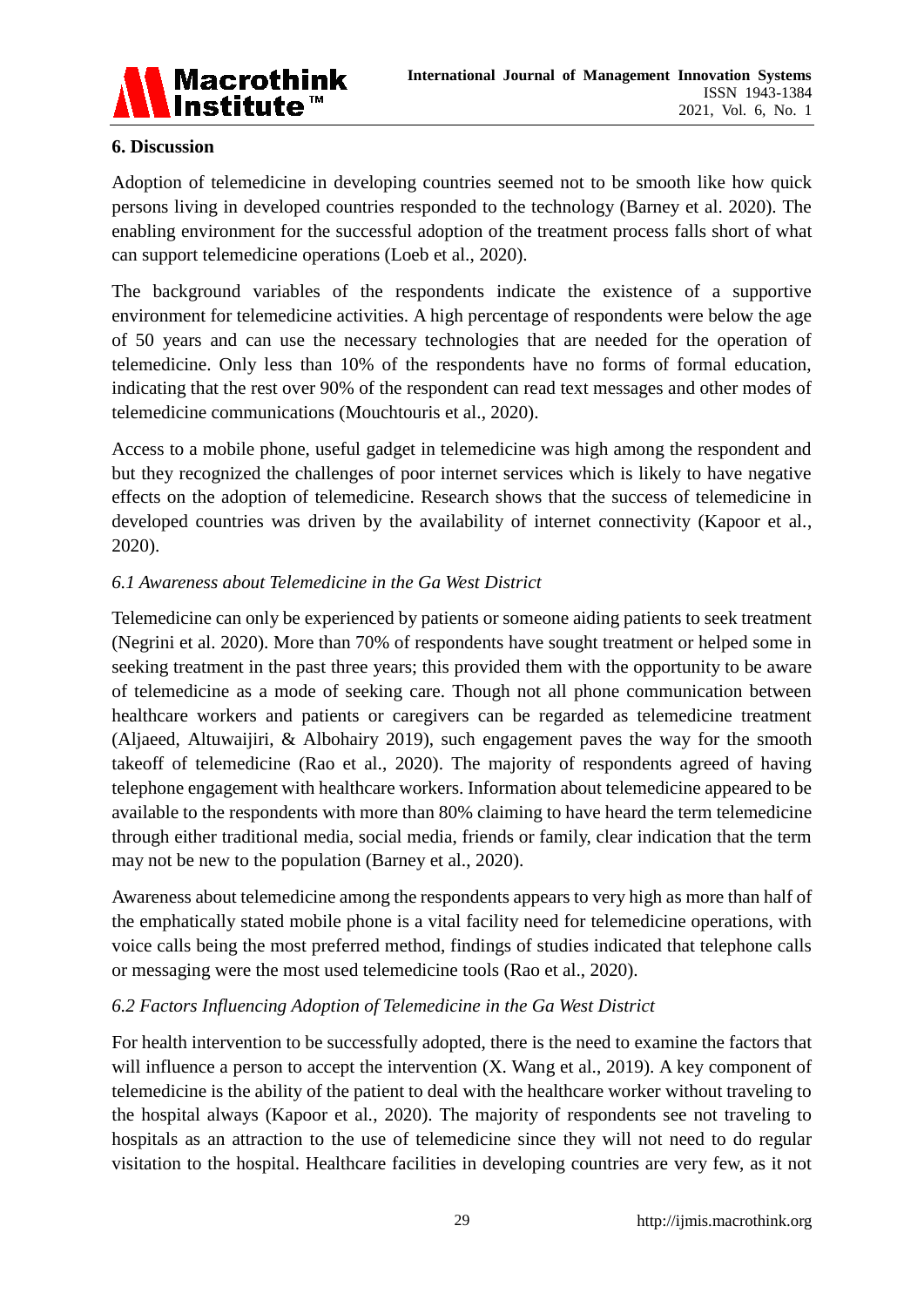## 6. Discussion

Adoption of telemedicine in developing countries seemed not to be smooth like how quick persons living in developed countries responded to the technology (Barney et al. 2020). The enabling environment for the successful adoption of the treatment process falls short of what can support telemedicine operations (Loeb et al., 2020).

The background variables of the respondents indicate the existence of a supportive environment for telemedicine activities. A high percentage of respondents were below the age of 50 years and can use the necessary technologies that are needed for the operation of telemedicine. Only less than 10% of the respondents have no forms of formal education, indicating that the rest over 90% of the respondent can read text messages and other modes of telemedicine communications (Mouchtouris et al., 2020).

Access to a mobile phone, useful gadget in telemedicine was high among the respondent and but they recognized the challenges of poor internet services which is likely to have negative effects on the adoption of telemedicine. Research shows that the success of telemedicine in developed countries was driven by the availability of internet connectivity (Kapoor et al., 2020).

### *6.1 Awareness about Telemedicine in the Ga West District*

Telemedicine can only be experienced by patients or someone aiding patients to seek treatment (Negrini et al. 2020). More than 70% of respondents have sought treatment or helped some in seeking treatment in the past three years; this provided them with the opportunity to be aware of telemedicine as a mode of seeking care. Though not all phone communication between healthcare workers and patients or caregivers can be regarded as telemedicine treatment (Aljaeed, Altuwaijiri, & Albohairy 2019), such engagement paves the way for the smooth takeoff of telemedicine (Rao et al., 2020). The majority of respondents agreed of having telephone engagement with healthcare workers. Information about telemedicine appeared to be available to the respondents with more than 80% claiming to have heard the term telemedicine through either traditional media, social media, friends or family, clear indication that the term may not be new to the population (Barney et al., 2020).

Awareness about telemedicine among the respondents appears to very high as more than half of the emphatically stated mobile phone is a vital facility need for telemedicine operations, with voice calls being the most preferred method, findings of studies indicated that telephone calls or messaging were the most used telemedicine tools (Rao et al., 2020).

### *6.2 Factors Influencing Adoption of Telemedicine in the Ga West District*

For health intervention to be successfully adopted, there is the need to examine the factors that will influence a person to accept the intervention (X. Wang et al., 2019). A key component of telemedicine is the ability of the patient to deal with the healthcare worker without traveling to the hospital always (Kapoor et al., 2020). The majority of respondents see not traveling to hospitals as an attraction to the use of telemedicine since they will not need to do regular visitation to the hospital. Healthcare facilities in developing countries are very few, as it not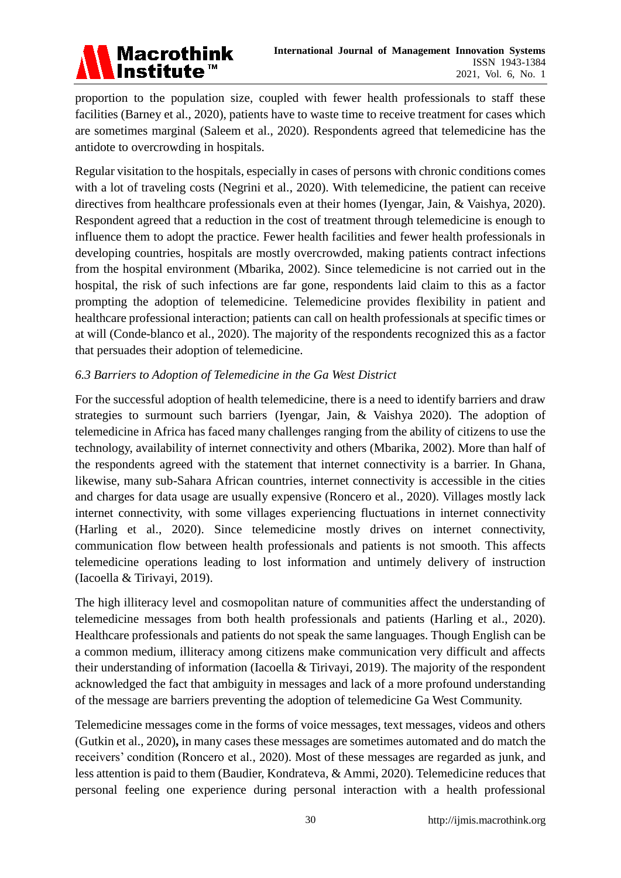proportion to the population size, coupled with fewer health professionals to staff these facilities (Barney et al., 2020), patients have to waste time to receive treatment for cases which are sometimes marginal (Saleem et al., 2020). Respondents agreed that telemedicine has the antidote to overcrowding in hospitals.

Regular visitation to the hospitals, especially in cases of persons with chronic conditions comes with a lot of traveling costs (Negrini et al., 2020). With telemedicine, the patient can receive directives from healthcare professionals even at their homes (Iyengar, Jain, & Vaishya, 2020). Respondent agreed that a reduction in the cost of treatment through telemedicine is enough to influence them to adopt the practice. Fewer health facilities and fewer health professionals in developing countries, hospitals are mostly overcrowded, making patients contract infections from the hospital environment (Mbarika, 2002). Since telemedicine is not carried out in the hospital, the risk of such infections are far gone, respondents laid claim to this as a factor prompting the adoption of telemedicine. Telemedicine provides flexibility in patient and healthcare professional interaction; patients can call on health professionals at specific times or at will (Conde-blanco et al., 2020). The majority of the respondents recognized this as a factor that persuades their adoption of telemedicine.

### *6.3 Barriers to Adoption of Telemedicine in the Ga West District*

For the successful adoption of health telemedicine, there is a need to identify barriers and draw strategies to surmount such barriers (Iyengar, Jain, & Vaishya 2020). The adoption of telemedicine in Africa has faced many challenges ranging from the ability of citizens to use the technology, availability of internet connectivity and others (Mbarika, 2002). More than half of the respondents agreed with the statement that internet connectivity is a barrier. In Ghana, likewise, many sub-Sahara African countries, internet connectivity is accessible in the cities and charges for data usage are usually expensive (Roncero et al., 2020). Villages mostly lack internet connectivity, with some villages experiencing fluctuations in internet connectivity (Harling et al., 2020). Since telemedicine mostly drives on internet connectivity, communication flow between health professionals and patients is not smooth. This affects telemedicine operations leading to lost information and untimely delivery of instruction (Iacoella & Tirivayi, 2019).

The high illiteracy level and cosmopolitan nature of communities affect the understanding of telemedicine messages from both health professionals and patients (Harling et al., 2020). Healthcare professionals and patients do not speak the same languages. Though English can be a common medium, illiteracy among citizens make communication very difficult and affects their understanding of information (Iacoella & Tirivayi, 2019). The majority of the respondent acknowledged the fact that ambiguity in messages and lack of a more profound understanding of the message are barriers preventing the adoption of telemedicine Ga West Community.

Telemedicine messages come in the forms of voice messages, text messages, videos and others (Gutkin et al., 2020)**,** in many cases these messages are sometimes automated and do match the receivers' condition (Roncero et al., 2020). Most of these messages are regarded as junk, and less attention is paid to them (Baudier, Kondrateva, & Ammi, 2020). Telemedicine reduces that personal feeling one experience during personal interaction with a health professional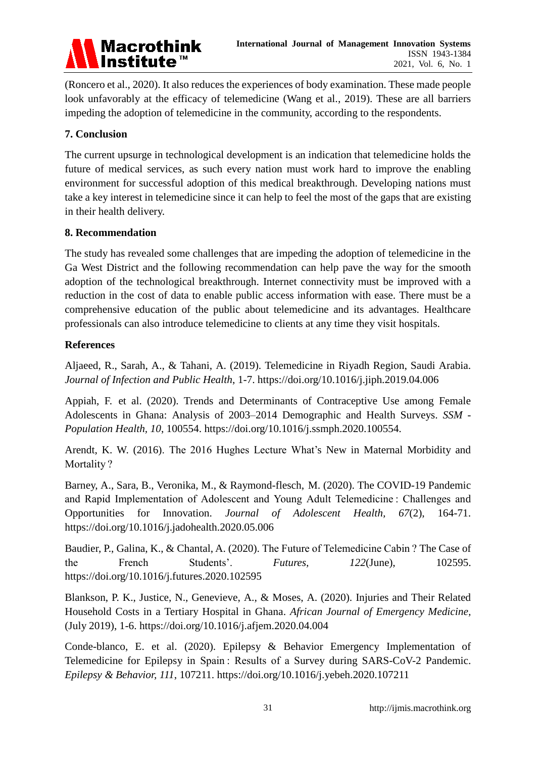(Roncero et al., 2020). It also reduces the experiences of body examination. These made people look unfavorably at the efficacy of telemedicine (Wang et al., 2019). These are all barriers impeding the adoption of telemedicine in the community, according to the respondents.

## 7. Conclusion

The current upsurge in technological development is an indication that telemedicine holds the future of medical services, as such every nation must work hard to improve the enabling environment for successful adoption of this medical breakthrough. Developing nations must take a key interest in telemedicine since it can help to feel the most of the gaps that are existing in their health delivery.

## 8. Recommendation

The study has revealed some challenges that are impeding the adoption of telemedicine in the Ga West District and the following recommendation can help pave the way for the smooth adoption of the technological breakthrough. Internet connectivity must be improved with a reduction in the cost of data to enable public access information with ease. There must be a comprehensive education of the public about telemedicine and its advantages. Healthcare professionals can also introduce telemedicine to clients at any time they visit hospitals.

## References

Aljaeed, R., Sarah, A., & Tahani, A. (2019). Telemedicine in Riyadh Region, Saudi Arabia. *Journal of Infection and Public Health*, 1-7. https://doi.org/10.1016/j.jiph.2019.04.006

Appiah, F. et al. (2020). Trends and Determinants of Contraceptive Use among Female Adolescents in Ghana: Analysis of 2003–2014 Demographic and Health Surveys. *SSM - Population Health, 10*, 100554. https://doi.org/10.1016/j.ssmph.2020.100554.

Arendt, K. W. (2016). The 2016 Hughes Lecture What's New in Maternal Morbidity and Mortality ?

Barney, A., Sara, B., Veronika, M., & Raymond-flesch, M. (2020). The COVID-19 Pandemic and Rapid Implementation of Adolescent and Young Adult Telemedicine : Challenges and Opportunities for Innovation. *Journal of Adolescent Health, 67*(2), 164-71. https://doi.org/10.1016/j.jadohealth.2020.05.006

Baudier, P., Galina, K., & Chantal, A. (2020). The Future of Telemedicine Cabin ? The Case of the French Students'. *Futures, 122*(June), 102595. https://doi.org/10.1016/j.futures.2020.102595

Blankson, P. K., Justice, N., Genevieve, A., & Moses, A. (2020). Injuries and Their Related Household Costs in a Tertiary Hospital in Ghana. *African Journal of Emergency Medicine*, (July 2019), 1-6. https://doi.org/10.1016/j.afjem.2020.04.004

Conde-blanco, E. et al. (2020). Epilepsy & Behavior Emergency Implementation of Telemedicine for Epilepsy in Spain : Results of a Survey during SARS-CoV-2 Pandemic. *Epilepsy & Behavior, 111*, 107211. https://doi.org/10.1016/j.yebeh.2020.107211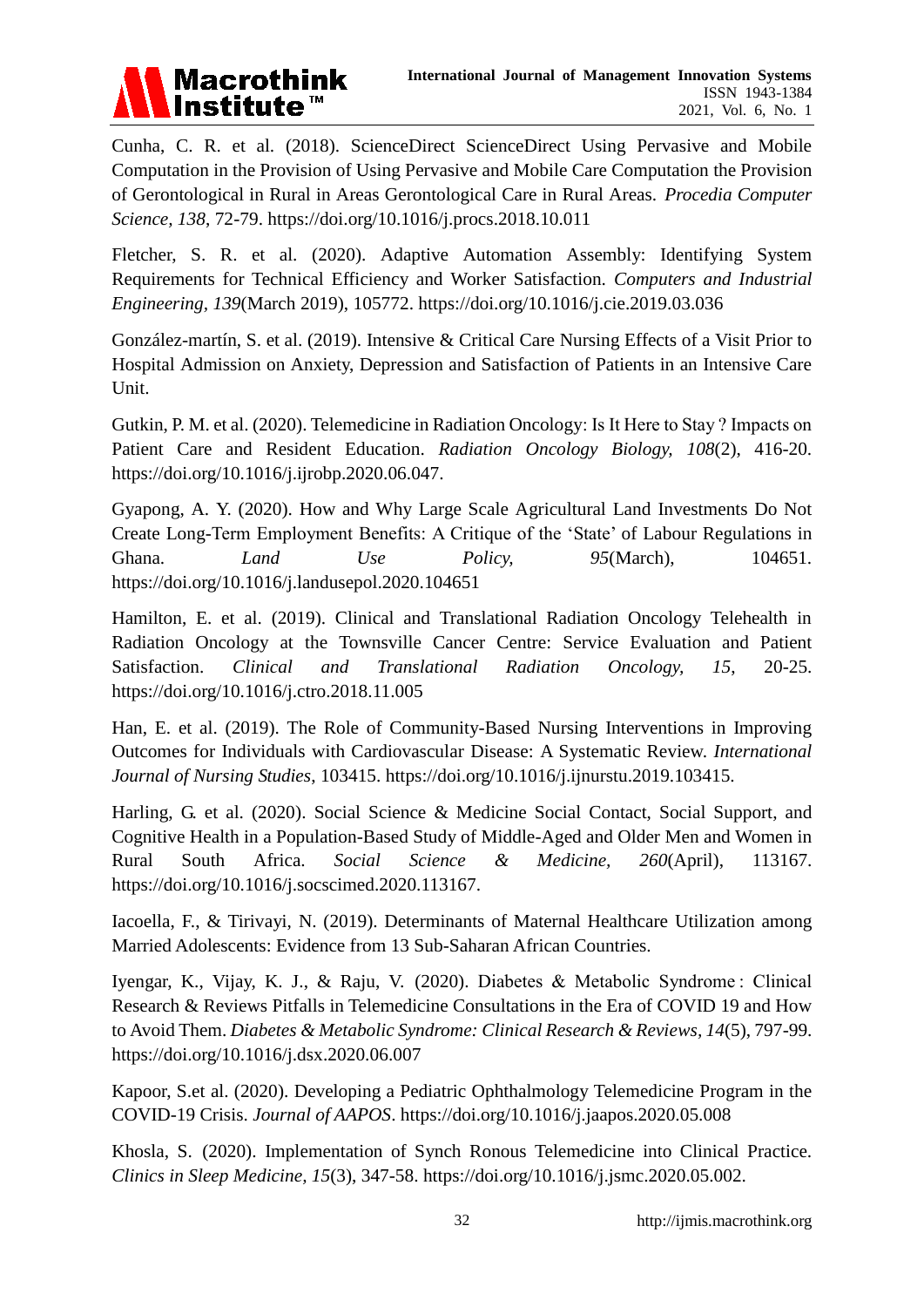Cunha, C. R. et al. (2018). ScienceDirect ScienceDirect Using Pervasive and Mobile Computation in the Provision of Using Pervasive and Mobile Care Computation the Provision of Gerontological in Rural in Areas Gerontological Care in Rural Areas. *Procedia Computer Science, 138*, 72-79. https://doi.org/10.1016/j.procs.2018.10.011

Fletcher, S. R. et al. (2020). Adaptive Automation Assembly: Identifying System Requirements for Technical Efficiency and Worker Satisfaction. *Computers and Industrial Engineering, 139*(March 2019), 105772. https://doi.org/10.1016/j.cie.2019.03.036

González-martín, S. et al. (2019). Intensive & Critical Care Nursing Effects of a Visit Prior to Hospital Admission on Anxiety, Depression and Satisfaction of Patients in an Intensive Care Unit.

Gutkin, P. M. et al. (2020). Telemedicine in Radiation Oncology: Is It Here to Stay ? Impacts on Patient Care and Resident Education. *Radiation Oncology Biology, 108*(2), 416-20. https://doi.org/10.1016/j.ijrobp.2020.06.047.

Gyapong, A. Y. (2020). How and Why Large Scale Agricultural Land Investments Do Not Create Long-Term Employment Benefits: A Critique of the 'State' of Labour Regulations in Ghana. *Land Use Policy, 95*(March), 104651. https://doi.org/10.1016/j.landusepol.2020.104651

Hamilton, E. et al. (2019). Clinical and Translational Radiation Oncology Telehealth in Radiation Oncology at the Townsville Cancer Centre: Service Evaluation and Patient Satisfaction. *Clinical and Translational Radiation Oncology, 15*, 20-25. https://doi.org/10.1016/j.ctro.2018.11.005

Han, E. et al. (2019). The Role of Community-Based Nursing Interventions in Improving Outcomes for Individuals with Cardiovascular Disease: A Systematic Review. *International Journal of Nursing Studies*, 103415. https://doi.org/10.1016/j.ijnurstu.2019.103415.

Harling, G. et al. (2020). Social Science & Medicine Social Contact, Social Support, and Cognitive Health in a Population-Based Study of Middle-Aged and Older Men and Women in Rural South Africa. *Social Science & Medicine, 260*(April), 113167. https://doi.org/10.1016/j.socscimed.2020.113167.

Iacoella, F., & Tirivayi, N. (2019). Determinants of Maternal Healthcare Utilization among Married Adolescents: Evidence from 13 Sub-Saharan African Countries.

Iyengar, K., Vijay, K. J., & Raju, V. (2020). Diabetes & Metabolic Syndrome : Clinical Research & Reviews Pitfalls in Telemedicine Consultations in the Era of COVID 19 and How to Avoid Them. *Diabetes & Metabolic Syndrome: Clinical Research & Reviews, 14*(5), 797-99. https://doi.org/10.1016/j.dsx.2020.06.007

Kapoor, S.et al. (2020). Developing a Pediatric Ophthalmology Telemedicine Program in the COVID-19 Crisis. *Journal of AAPOS*. https://doi.org/10.1016/j.jaapos.2020.05.008

Khosla, S. (2020). Implementation of Synch Ronous Telemedicine into Clinical Practice. *Clinics in Sleep Medicine, 15*(3), 347-58. https://doi.org/10.1016/j.jsmc.2020.05.002.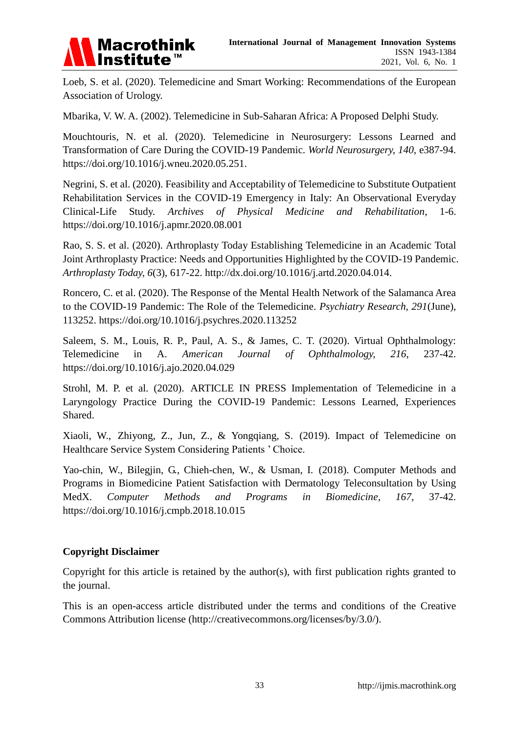Loeb, S. et al. (2020). Telemedicine and Smart Working: Recommendations of the European Association of Urology.

Mbarika, V. W. A. (2002). Telemedicine in Sub-Saharan Africa: A Proposed Delphi Study.

Mouchtouris, N. et al. (2020). Telemedicine in Neurosurgery: Lessons Learned and Transformation of Care During the COVID-19 Pandemic. *World Neurosurgery, 140*, e387-94. https://doi.org/10.1016/j.wneu.2020.05.251.

Negrini, S. et al. (2020). Feasibility and Acceptability of Telemedicine to Substitute Outpatient Rehabilitation Services in the COVID-19 Emergency in Italy: An Observational Everyday Clinical-Life Study. *Archives of Physical Medicine and Rehabilitation*, 1-6. https://doi.org/10.1016/j.apmr.2020.08.001

Rao, S. S. et al. (2020). Arthroplasty Today Establishing Telemedicine in an Academic Total Joint Arthroplasty Practice: Needs and Opportunities Highlighted by the COVID-19 Pandemic. *Arthroplasty Today, 6*(3), 617-22. http://dx.doi.org/10.1016/j.artd.2020.04.014.

Roncero, C. et al. (2020). The Response of the Mental Health Network of the Salamanca Area to the COVID-19 Pandemic: The Role of the Telemedicine. *Psychiatry Research, 291*(June), 113252. https://doi.org/10.1016/j.psychres.2020.113252

Saleem, S. M., Louis, R. P., Paul, A. S., & James, C. T. (2020). Virtual Ophthalmology: Telemedicine in A. *American Journal of Ophthalmology, 216*, 237-42. https://doi.org/10.1016/j.ajo.2020.04.029

Strohl, M. P. et al. (2020). ARTICLE IN PRESS Implementation of Telemedicine in a Laryngology Practice During the COVID-19 Pandemic: Lessons Learned, Experiences Shared.

Xiaoli, W., Zhiyong, Z., Jun, Z., & Yongqiang, S. (2019). Impact of Telemedicine on Healthcare Service System Considering Patients ' Choice.

Yao-chin, W., Bilegjin, G., Chieh-chen, W., & Usman, I. (2018). Computer Methods and Programs in Biomedicine Patient Satisfaction with Dermatology Teleconsultation by Using MedX. *Computer Methods and Programs in Biomedicine, 167*, 37-42. https://doi.org/10.1016/j.cmpb.2018.10.015

## Copyright Disclaimer

Copyright for this article is retained by the author(s), with first publication rights granted to the journal.

This is an open-access article distributed under the terms and conditions of the Creative Commons Attribution license (http://creativecommons.org/licenses/by/3.0/).